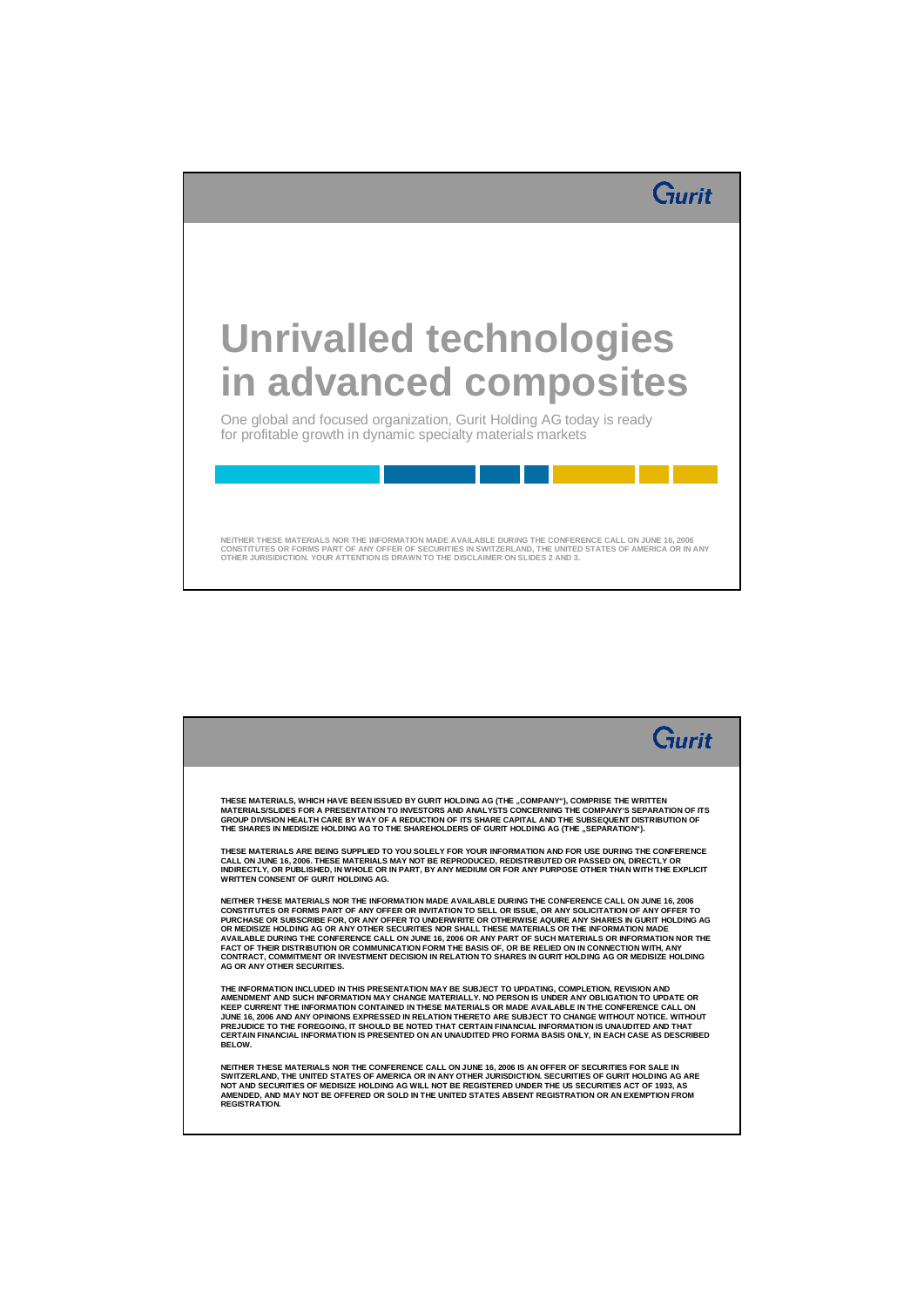Gurit

# Unrivalled technologies in advanced composites

One global and focused organization, Gurit Holding AG today is ready for profitable growth in dynamic specialty materials markets

NEITHER THESE MATERIALS NOR THE INFORMATION MADE AVAILABLE DURING THE CONFERENCE CALL ON JUNE 16, 2006 CONSTITUTES OR FORMS PART OF ANY OFFER OF SECURITIES IN SWITZERLAND, THE UNITED STATES OF AMERICA OR IN ANY OTHER JURISIDICTION. YOUR ATTENTION IS DRAWN TO THE DISCLAIMER ON SLIDES 2 AND 3.

---

Gurit

THESE MATERIALS, WHICH HAVE BEEN ISSUED BY GURIT HOLDING AG (THE „COMPANY"), COMPRISE THE WRITTEN MATERIALS/SLIDES FOR A PRESENTATION TO INVESTORS AND ANALYSTS CONCERNING THE COMPANY'S SEPARATION OF ITS GROUP DIVISION HEALTH CARE BY WAY OF A REDUCTION OF ITS SHARE CAPITAL AND THE SUBSEQUENT DISTRIBUTION OF THE SHARES IN MEDISIZE HOLDING AG TO THE SHAREHOLDERS OF GURIT HOLDING AG (THE „SEPARATION").

THESE MATERIALS ARE BEING SUPPLIED TO YOU SOLELY FOR YOUR INFORMATION AND FOR USE DURING THE CONFERENCE CALL ON JUNE 16, 2006. THESE MATERIALS MAY NOT BE REPRODUCED, REDISTRIBUTED OR PASSED ON, DIRECTLY OR INDIRECTLY, OR PUBLISHED, IN WHOLE OR IN PART, BY ANY MEDIUM OR FOR ANY PURPOSE OTHER THAN WITH THE EXPLICIT WRITTEN CONSENT OF GURIT HOLDING AG.

NEITHER THESE MATERIALS NOR THE INFORMATION MADE AVAILABLE DURING THE CONFERENCE CALL ON JUNE 16, 2006 CONSTITUTES OR FORMS PART OF ANY OFFER OR INVITATION TO SELL OR ISSUE, OR ANY SOLICITATION OF ANY OFFER TO PURCHASE OR SUBSCRIBE FOR, OR ANY OFFER TO UNDERWRITE OR OTHERWISE AQUIRE ANY SHARES IN GURIT HOLDING AG OR MEDISIZE HOLDING AG OR ANY OTHER SECURITIES NOR SHALL THESE MATERIALS OR THE INFORMATION MADE AVAILABLE DURING THE CONFERENCE CALL ON JUNE 16, 2006 OR ANY PART OF SUCH MATERIALS OR INFORMATION NOR THE FACT OF THEIR DISTRIBUTION OR COMMUNICATION FORM THE BASIS OF, OR BE RELIED ON IN CONNECTION WITH, ANY CONTRACT, COMMITMENT OR INVESTMENT DECISION IN RELATION TO SHARES IN GURIT HOLDING AG OR MEDISIZE HOLDING AG OR ANY OTHER SECURITIES.

THE INFORMATION INCLUDED IN THIS PRESENTATION MAY BE SUBJECT TO UPDATING, COMPLETION, REVISION AND AMENDMENT AND SUCH INFORMATION MAY CHANGE MATERIALLY. NO PERSON IS UNDER ANY OBLIGATION TO UPDATE OR KEEP CURRENT THE INFORMATION CONTAINED IN THESE MATERIALS OR MADE AVAILABLE IN THE CONFERENCE CALL ON JUNE 16, 2006 AND ANY OPINIONS EXPRESSED IN RELATION THERETO ARE SUBJECT TO CHANGE WITHOUT NOTICE. WITHOUT PREJUDICE TO THE FOREGOING, IT SHOULD BE NOTED THAT CERTAIN FINANCIAL INFORMATION IS UNAUDITED AND THAT CERTAIN FINANCIAL INFORMATION IS PRESENTED ON AN UNAUDITED PRO FORMA BASIS ONLY, IN EACH CASE AS DESCRIBED BELOW.

NEITHER THESE MATERIALS NOR THE CONFERENCE CALL ON JUNE 16, 2006 IS AN OFFER OF SECURITIES FOR SALE IN SWITZERLAND, THE UNITED STATES OF AMERICA OR IN ANY OTHER JURISDICTION. SECURITIES OF GURIT HOLDING AG ARE NOT AND SECURITIES OF MEDISIZE HOLDING AG WILL NOT BE REGISTERED UNDER THE US SECURITIES ACT OF 1933, AS AMENDED, AND MAY NOT BE OFFERED OR SOLD IN THE UNITED STATES ABSENT REGISTRATION OR AN EXEMPTION FROM REGISTRATION.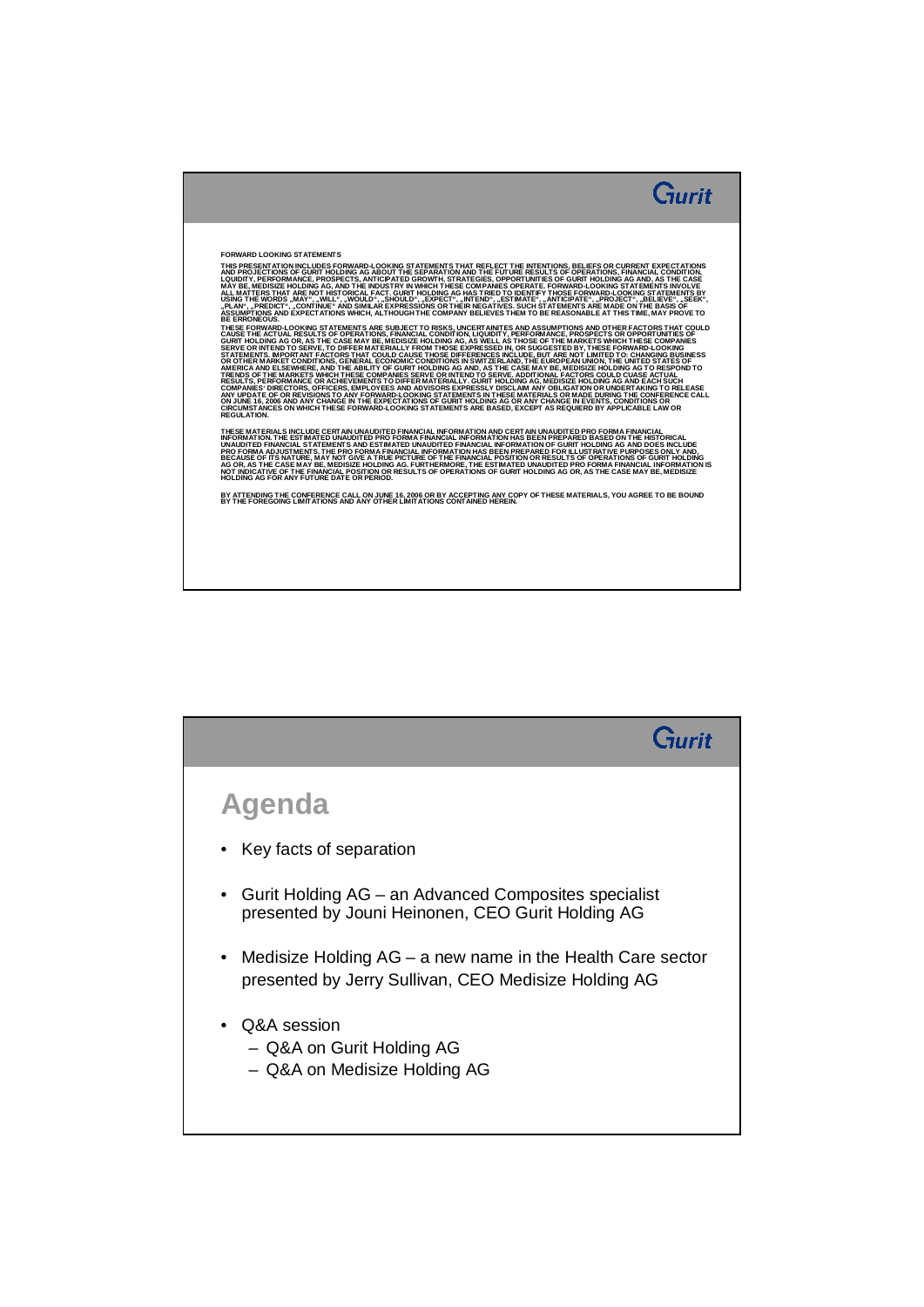## FORWARD LOOKING STATEMENTS

THIS PRESENTATION INCLUDES FORWARD-LOOKING STATEMENTS THAT REFLECT THE INTENTIONS, BELIEFS OR CURRENT EXPECTATIONS AND PROJECTIONS OF GURIT HOLDING AG ABOUT THE SEPARATION AND THE FUTURE RESULTS OF OPERATIONS, FINANCIAL CONDITION, LIQUIDITY, PERFORMANCE, PROSPECTS, ANTICIPATED GROWTH, STRATEGIES, OPPORTUNITIES OF GURIT HOLDING AG AND, AS THE CASE MAY BE, MEDISIZE HOLDING AG, AND THE INDUSTRY IN WHICH THESE COMPANIES OPERATE. FORWARD-LOOKING STATEMENTS INVOLVE ALL MATTERS THAT ARE NOT HISTORICAL FACT. GURIT HOLDING AG HAS TRIED TO IDENTIFY THOSE FORWARD-LOOKING STATEMENTS BY USING THE WORDS „MAY", „WILL", „WOULD", „SHOULD", „EXPECT", „INTEND", „ESTIMATE", „ANTICIPATE", „PROJECT", „BELIEVE", „SEEK", „PLAN", „PREDICT", „CONTINUE" AND SIMILAR EXPRESSIONS OR THEIR NEGATIVES. SUCH STATEMENTS ARE MADE ON THE BASIS OF ASSUMPTIONS AND EXPECTATIONS WHICH, ALTHOUGH THE COMPANY BELIEVES THEM TO BE REASONABLE AT THIS TIME, MAY PROVE TO BE ERRONEOUS.

THESE FORWARD-LOOKING STATEMENTS ARE SUBJECT TO RISKS, UNCERTAINITES AND ASSUMPTIONS AND OTHER FACTORS THAT COULD CAUSE THE ACTUAL RESULTS OF OPERATIONS, FINANCIAL CONDITION, LIQUIDITY, PERFORMANCE, PROSPECTS OR OPPORTUNITIES OF GURIT HOLDING AG OR, AS THE CASE MAY BE, MEDISIZE HOLDING AG, AS WELL AS THOSE OF THE MARKETS WHICH THESE COMPANIES SERVE OR INTEND TO SERVE, TO DIFFER MATERIALLY FROM THOSE EXPRESSED IN, OR SUGGESTED BY, THESE FORWARD-LOOKING STATEMENTS. IMPORTANT FACTORS THAT COULD CAUSE THOSE DIFFERENCES INCLUDE, BUT ARE NOT LIMITED TO: CHANGING BUSINESS OR OTHER MARKET CONDITIONS, GENERAL ECONOMIC CONDITIONS IN SWITZERLAND, THE EUROPEAN UNION, THE UNITED STATES OF AMERICA AND ELSEWHERE, AND THE ABILITY OF GURIT HOLDING AG AND, AS THE CASE MAY BE, MEDISIZE HOLDING AG TO RESPOND TO TRENDS OF THE MARKETS WHICH THESE COMPANIES SERVE OR INTEND TO SERVE. ADDITIONAL FACTORS COULD CUASE ACTUAL RESULTS, PERFORMANCE OR ACHIEVEMENTS TO DIFFER MATERIALLY. GURIT HOLDING AG, MEDISIZE HOLDING AG AND EACH SUCH COMPANIES' DIRECTORS, OFFICERS, EMPLOYEES AND ADVISORS EXPRESSLY DISCLAIM ANY OBLIGATION OR UNDERTAKING TO RELEASE ANY UPDATE OF OR REVISIONS TO ANY FORWARD-LOOKING STATEMENTS IN THESE MATERIALS OR MADE DURING THE CONFERENCE CALL ON JUNE 16, 2006 AND ANY CHANGE IN THE EXPECTATIONS OF GURIT HOLDING AG OR ANY CHANGE IN EVENTS, CONDITIONS OR CIRCUMSTANCES ON WHICH THESE FORWARD-LOOKING STATEMENTS ARE BASED, EXCEPT AS REQUIERD BY APPLICABLE LAW OR REGULATION.

THESE MATERIALS INCLUDE CERTAIN UNAUDITED FINANCIAL INFORMATION AND CERTAIN UNAUDITED PRO FORMA FINANCIAL INFORMATION. THE ESTIMATED UNAUDITED PRO FORMA FINANCIAL INFORMATION HAS BEEN PREPARED BASED ON THE HISTORICAL UNAUDITED FINANCIAL STATEMENTS AND ESTIMATED UNAUDITED FINANCIAL INFORMATION OF GURIT HOLDING AG AND DOES INCLUDE PRO FORMA ADJUSTMENTS. THE PRO FORMA FINANCIAL INFORMATION HAS BEEN PREPARED FOR ILLUSTRATIVE PURPOSES ONLY AND, BECAUSE OF ITS NATURE, MAY NOT GIVE A TRUE PICTURE OF THE FINANCIAL POSITION OR RESULTS OF OPERATIONS OF GURIT HOLDING AG OR, AS THE CASE MAY BE, MEDISIZE HOLDING AG. FURTHERMORE, THE ESTIMATED UNAUDITED PRO FORMA FINANCIAL INFORMATION IS NOT INDICATIVE OF THE FINANCIAL POSITION OR RESULTS OF OPERATIONS OF GURIT HOLDING AG OR, AS THE CASE MAY BE, MEDISIZE HOLDING AG FOR ANY FUTURE DATE OR PERIOD.

BY ATTENDING THE CONFERENCE CALL ON JUNE 16, 2006 OR BY ACCEPTING ANY COPY OF THESE MATERIALS, YOU AGREE TO BE BOUND BY THE FOREGOING LIMITATIONS AND ANY OTHER LIMITATIONS CONTAINED HEREIN.

# Agenda

- Key facts of separation
- Gurit Holding AG – an Advanced Composites specialist presented by Jouni Heinonen, CEO Gurit Holding AG
- Medisize Holding AG – a new name in the Health Care sector presented by Jerry Sullivan, CEO Medisize Holding AG
- Q&A session
  - Q&A on Gurit Holding AG
  - Q&A on Medisize Holding AG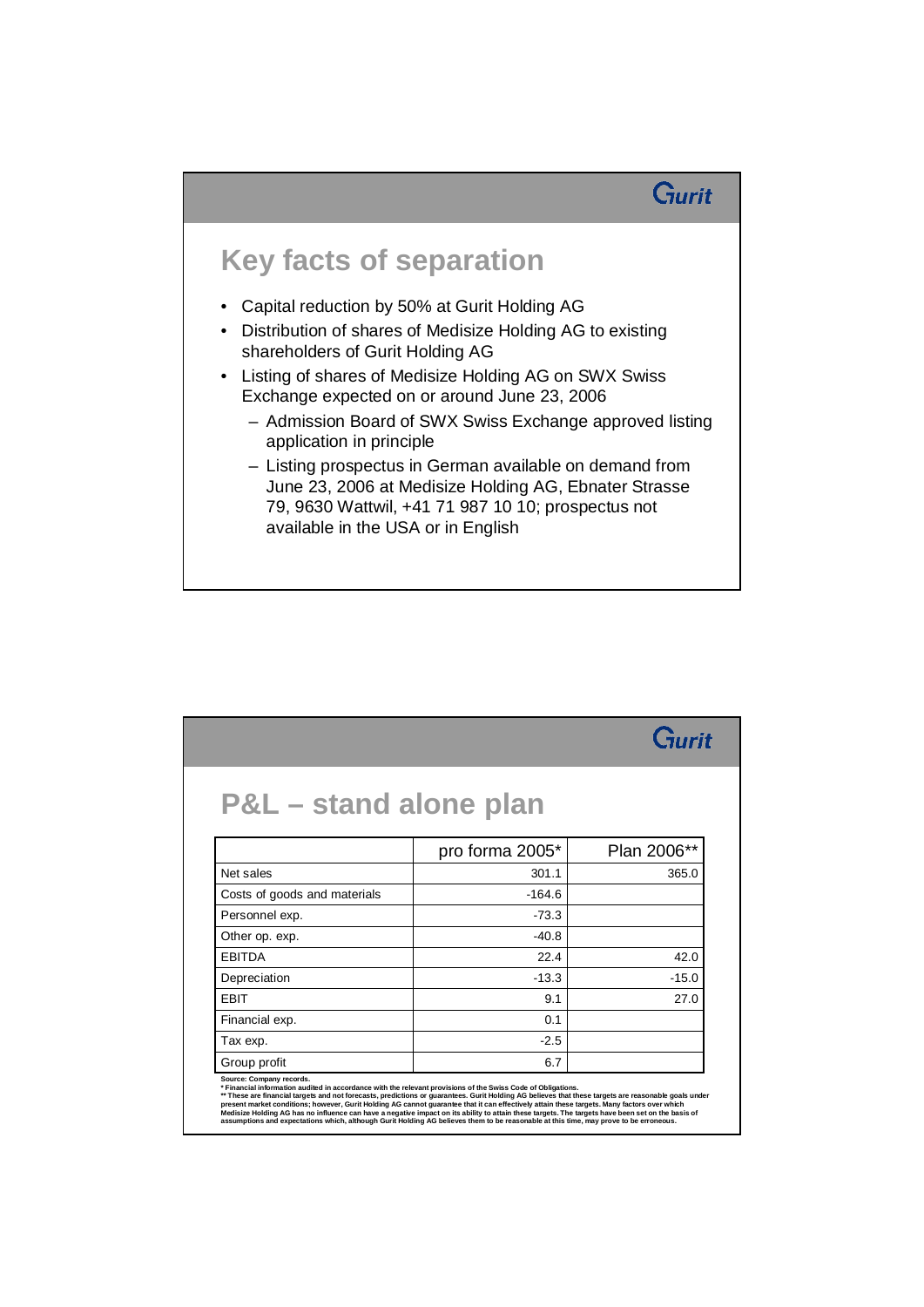Gurit

# Key facts of separation

- Capital reduction by 50% at Gurit Holding AG
- Distribution of shares of Medisize Holding AG to existing shareholders of Gurit Holding AG
- Listing of shares of Medisize Holding AG on SWX Swiss Exchange expected on or around June 23, 2006
  - Admission Board of SWX Swiss Exchange approved listing application in principle
  - Listing prospectus in German available on demand from June 23, 2006 at Medisize Holding AG, Ebnater Strasse 79, 9630 Wattwil, +41 71 987 10 10; prospectus not available in the USA or in English

Gurit

# P&L – stand alone plan

| | pro forma 2005* | Plan 2006** |
|---|---|---|
| Net sales | 301.1 | 365.0 |
| Costs of goods and materials | -164.6 | |
| Personnel exp. | -73.3 | |
| Other op. exp. | -40.8 | |
| EBITDA | 22.4 | 42.0 |
| Depreciation | -13.3 | -15.0 |
| EBIT | 9.1 | 27.0 |
| Financial exp. | 0.1 | |
| Tax exp. | -2.5 | |
| Group profit | 6.7 | |

**Source: Company records.**

**\* Financial information audited in accordance with the relevant provisions of the Swiss Code of Obligations.**

**\*\* These are financial targets and not forecasts, predictions or guarantees. Gurit Holding AG believes that these targets are reasonable goals under present market conditions; however, Gurit Holding AG cannot guarantee that it can effectively attain these targets. Many factors over which Medisize Holding AG has no influence can have a negative impact on its ability to attain these targets. The targets have been set on the basis of assumptions and expectations which, although Gurit Holding AG believes them to be reasonable at this time, may prove to be erroneous.**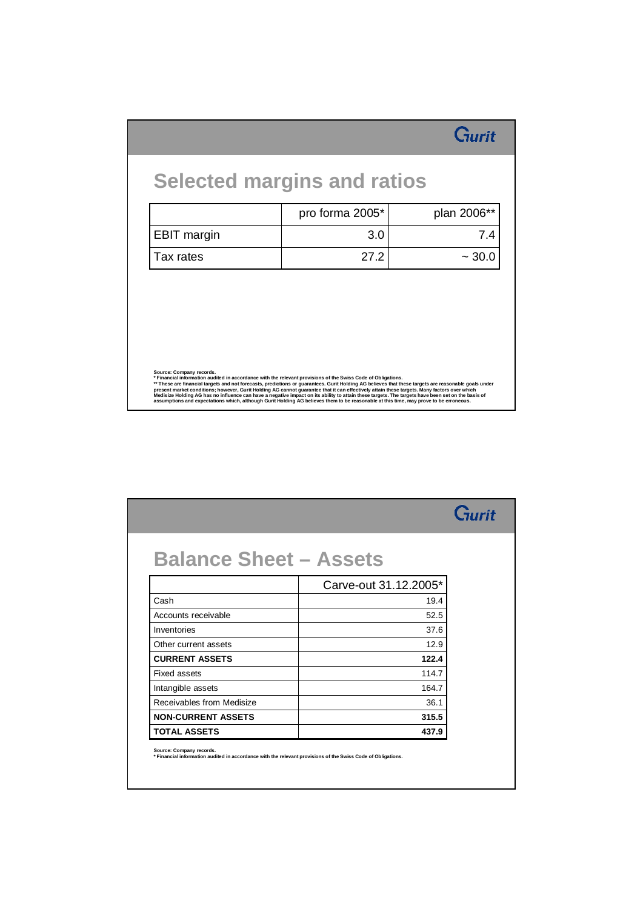## Selected margins and ratios

| | pro forma 2005* | plan 2006** |
|---|---|---|
| EBIT margin | 3.0 | 7.4 |
| Tax rates | 27.2 | ~ 30.0 |

Source: Company records.
* Financial information audited in accordance with the relevant provisions of the Swiss Code of Obligations.
** These are financial targets and not forecasts, predictions or guarantees. Gurit Holding AG believes that these targets are reasonable goals under present market conditions; however, Gurit Holding AG cannot guarantee that it can effectively attain these targets. Many factors over which Medisize Holding AG has no influence can have a negative impact on its ability to attain these targets. The targets have been set on the basis of assumptions and expectations which, although Gurit Holding AG believes them to be reasonable at this time, may prove to be erroneous.

## Balance Sheet – Assets

| | Carve-out 31.12.2005* |
|---|---|
| Cash | 19.4 |
| Accounts receivable | 52.5 |
| Inventories | 37.6 |
| Other current assets | 12.9 |
| **CURRENT ASSETS** | **122.4** |
| Fixed assets | 114.7 |
| Intangible assets | 164.7 |
| Receivables from Medisize | 36.1 |
| **NON-CURRENT ASSETS** | **315.5** |
| **TOTAL ASSETS** | **437.9** |

Source: Company records.
* Financial information audited in accordance with the relevant provisions of the Swiss Code of Obligations.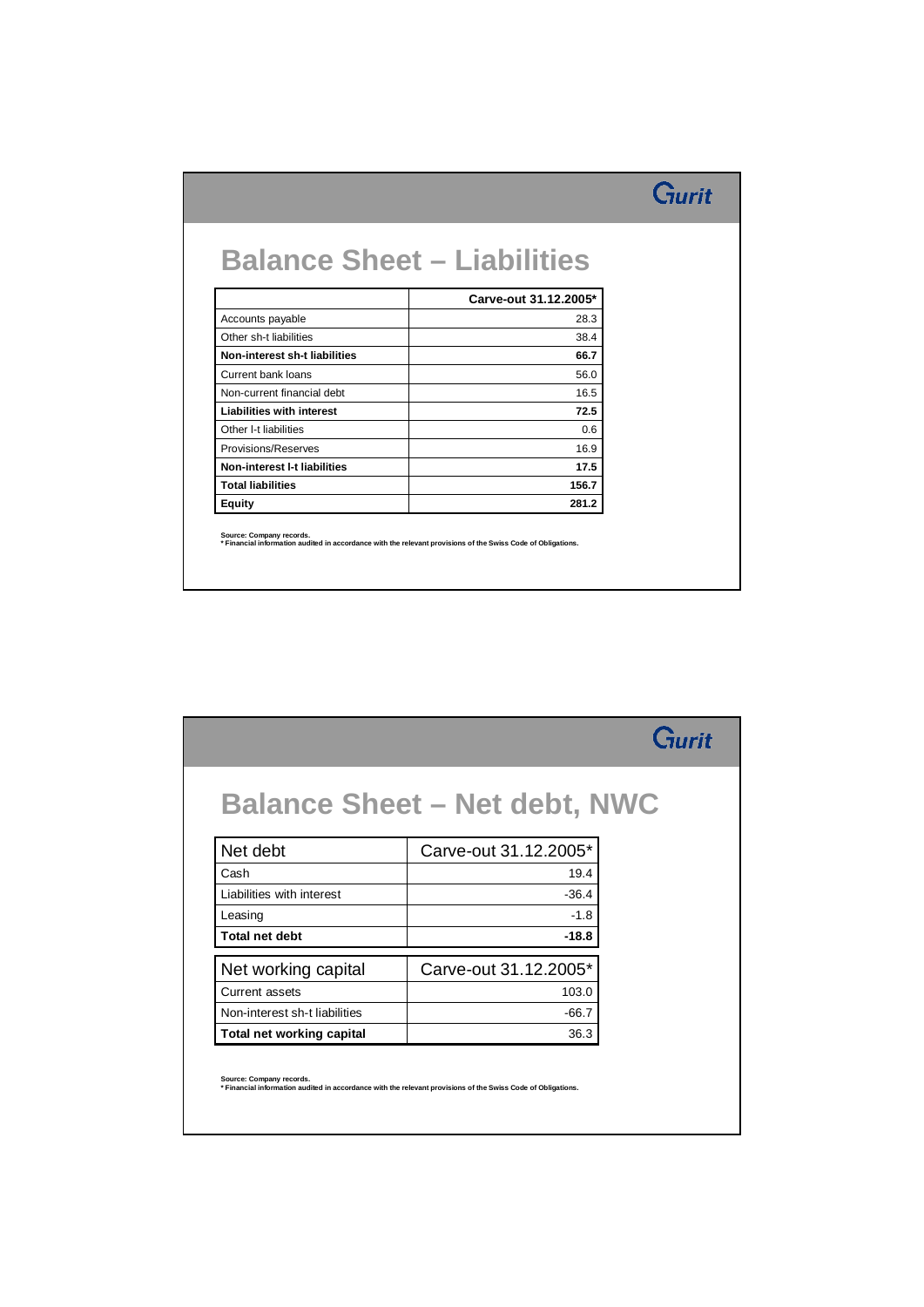# Balance Sheet – Liabilities

| | Carve-out 31.12.2005* |
|---|---:|
| Accounts payable | 28.3 |
| Other sh-t liabilities | 38.4 |
| **Non-interest sh-t liabilities** | **66.7** |
| Current bank loans | 56.0 |
| Non-current financial debt | 16.5 |
| **Liabilities with interest** | **72.5** |
| Other l-t liabilities | 0.6 |
| Provisions/Reserves | 16.9 |
| **Non-interest l-t liabilities** | **17.5** |
| **Total liabilities** | **156.7** |
| **Equity** | **281.2** |

**Source: Company records.**
**\* Financial information audited in accordance with the relevant provisions of the Swiss Code of Obligations.**

# Balance Sheet – Net debt, NWC

| Net debt | Carve-out 31.12.2005* |
|---|---:|
| Cash | 19.4 |
| Liabilities with interest | -36.4 |
| Leasing | -1.8 |
| **Total net debt** | **-18.8** |

| Net working capital | Carve-out 31.12.2005* |
|---|---:|
| Current assets | 103.0 |
| Non-interest sh-t liabilities | -66.7 |
| **Total net working capital** | 36.3 |

**Source: Company records.**
**\* Financial information audited in accordance with the relevant provisions of the Swiss Code of Obligations.**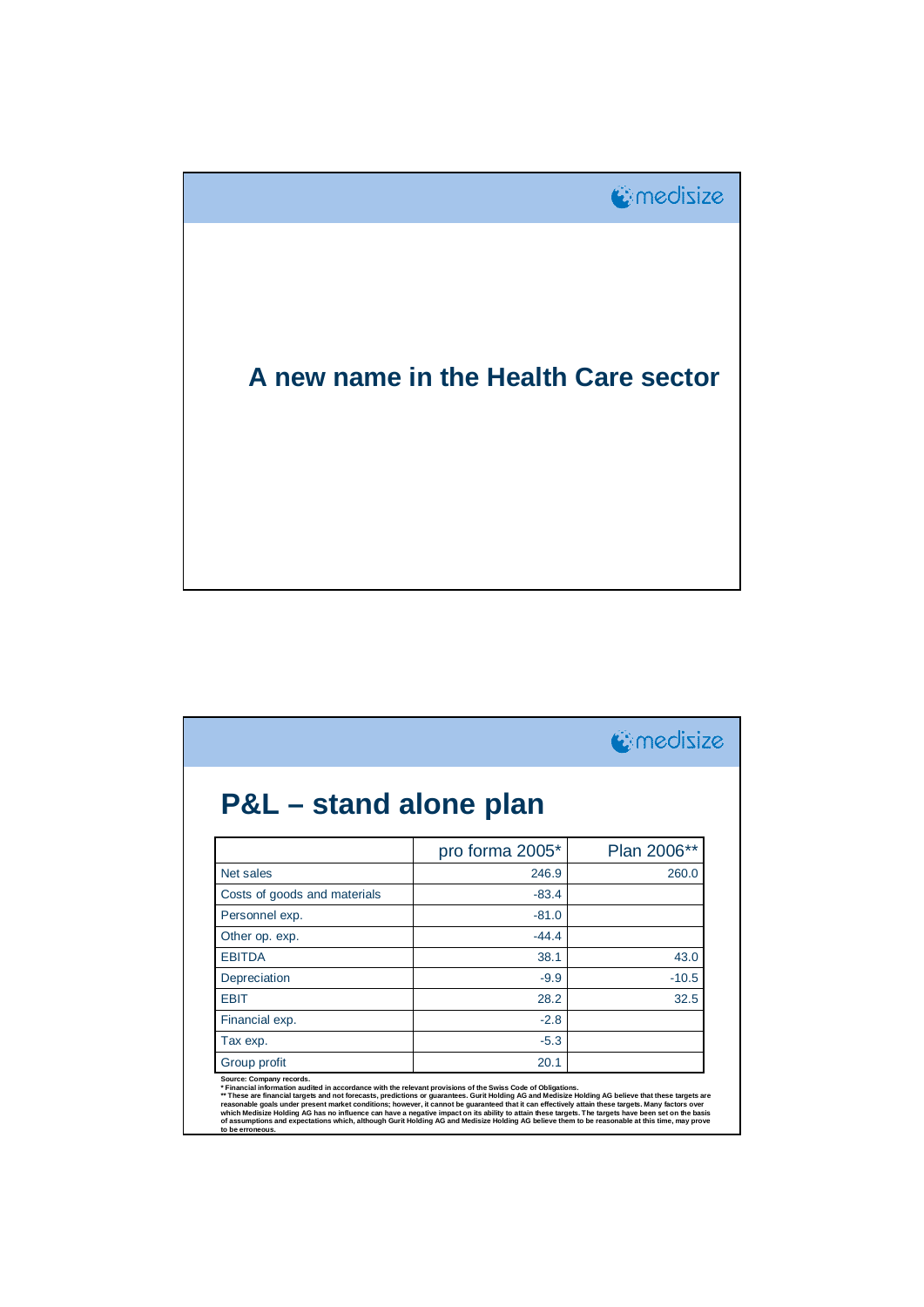medisize

# A new name in the Health Care sector

medisize

## P&L – stand alone plan

| | pro forma 2005* | Plan 2006** |
|---|---|---|
| Net sales | 246.9 | 260.0 |
| Costs of goods and materials | -83.4 | |
| Personnel exp. | -81.0 | |
| Other op. exp. | -44.4 | |
| EBITDA | 38.1 | 43.0 |
| Depreciation | -9.9 | -10.5 |
| EBIT | 28.2 | 32.5 |
| Financial exp. | -2.8 | |
| Tax exp. | -5.3 | |
| Group profit | 20.1 | |

**Source: Company records.**
**\* Financial information audited in accordance with the relevant provisions of the Swiss Code of Obligations.**
**\*\* These are financial targets and not forecasts, predictions or guarantees. Gurit Holding AG and Medisize Holding AG believe that these targets are reasonable goals under present market conditions; however, it cannot be guaranteed that it can effectively attain these targets. Many factors over which Medisize Holding AG has no influence can have a negative impact on its ability to attain these targets. The targets have been set on the basis of assumptions and expectations which, although Gurit Holding AG and Medisize Holding AG believe them to be reasonable at this time, may prove to be erroneous.**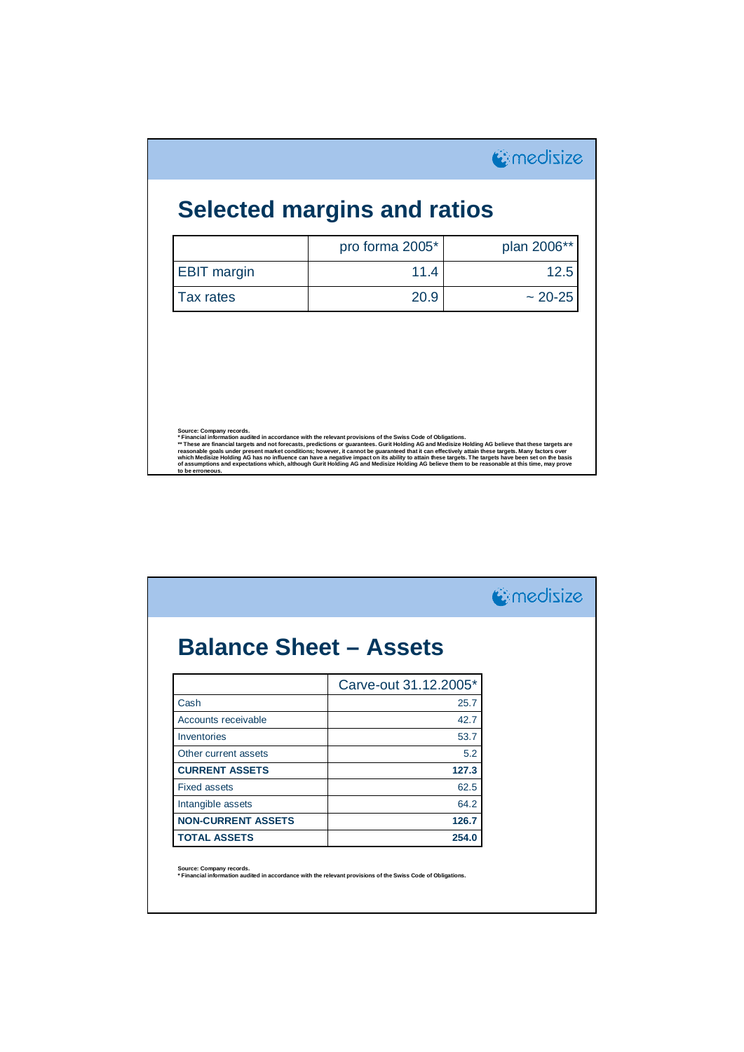## Selected margins and ratios

| | pro forma 2005* | plan 2006** |
|---|---|---|
| EBIT margin | 11.4 | 12.5 |
| Tax rates | 20.9 | ~ 20-25 |

Source: Company records.
* Financial information audited in accordance with the relevant provisions of the Swiss Code of Obligations.
** These are financial targets and not forecasts, predictions or guarantees. Gurit Holding AG and Medisize Holding AG believe that these targets are reasonable goals under present market conditions; however, it cannot be guaranteed that it can effectively attain these targets. Many factors over which Medisize Holding AG has no influence can have a negative impact on its ability to attain these targets. The targets have been set on the basis of assumptions and expectations which, although Gurit Holding AG and Medisize Holding AG believe them to be reasonable at this time, may prove to be erroneous.

## Balance Sheet – Assets

| | Carve-out 31.12.2005* |
|---|---|
| Cash | 25.7 |
| Accounts receivable | 42.7 |
| Inventories | 53.7 |
| Other current assets | 5.2 |
| **CURRENT ASSETS** | **127.3** |
| Fixed assets | 62.5 |
| Intangible assets | 64.2 |
| **NON-CURRENT ASSETS** | **126.7** |
| **TOTAL ASSETS** | **254.0** |

Source: Company records.
* Financial information audited in accordance with the relevant provisions of the Swiss Code of Obligations.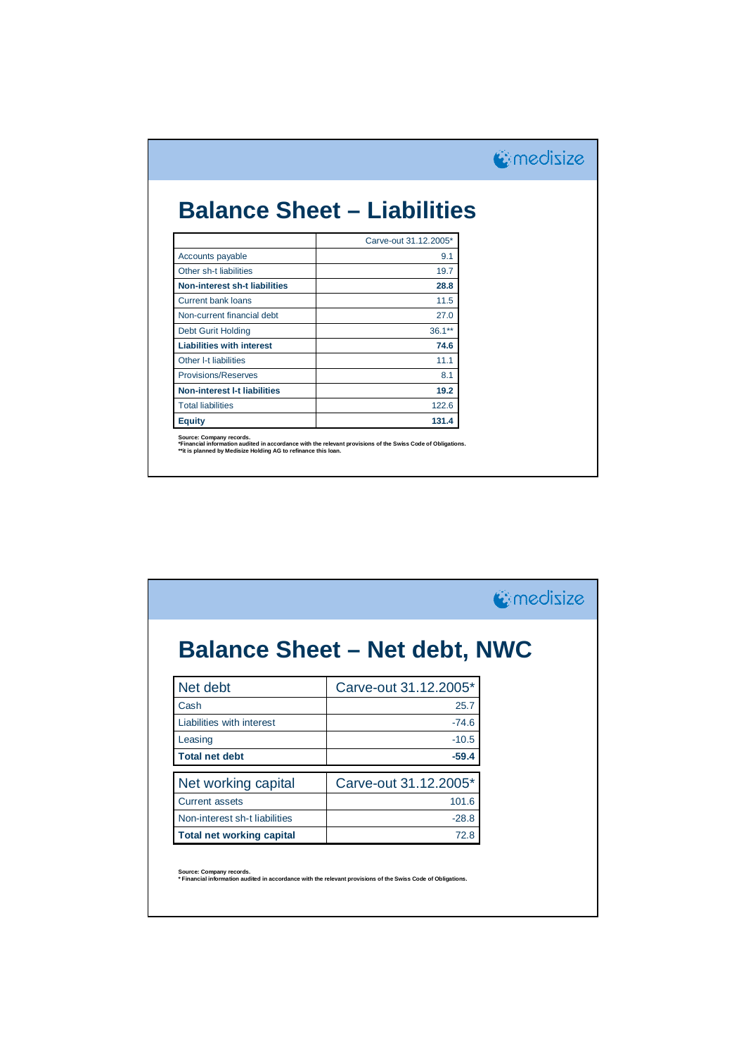## Balance Sheet – Liabilities

| | Carve-out 31.12.2005* |
|---|---|
| Accounts payable | 9.1 |
| Other sh-t liabilities | 19.7 |
| **Non-interest sh-t liabilities** | **28.8** |
| Current bank loans | 11.5 |
| Non-current financial debt | 27.0 |
| Debt Gurit Holding | 36.1** |
| **Liabilities with interest** | **74.6** |
| Other l-t liabilities | 11.1 |
| Provisions/Reserves | 8.1 |
| **Non-interest l-t liabilities** | **19.2** |
| Total liabilities | 122.6 |
| **Equity** | **131.4** |

Source: Company records.
*Financial information audited in accordance with the relevant provisions of the Swiss Code of Obligations.
**It is planned by Medisize Holding AG to refinance this loan.

## Balance Sheet – Net debt, NWC

| Net debt | Carve-out 31.12.2005* |
|---|---|
| Cash | 25.7 |
| Liabilities with interest | -74.6 |
| Leasing | -10.5 |
| **Total net debt** | **-59.4** |

| Net working capital | Carve-out 31.12.2005* |
|---|---|
| Current assets | 101.6 |
| Non-interest sh-t liabilities | -28.8 |
| **Total net working capital** | 72.8 |

Source: Company records.
* Financial information audited in accordance with the relevant provisions of the Swiss Code of Obligations.